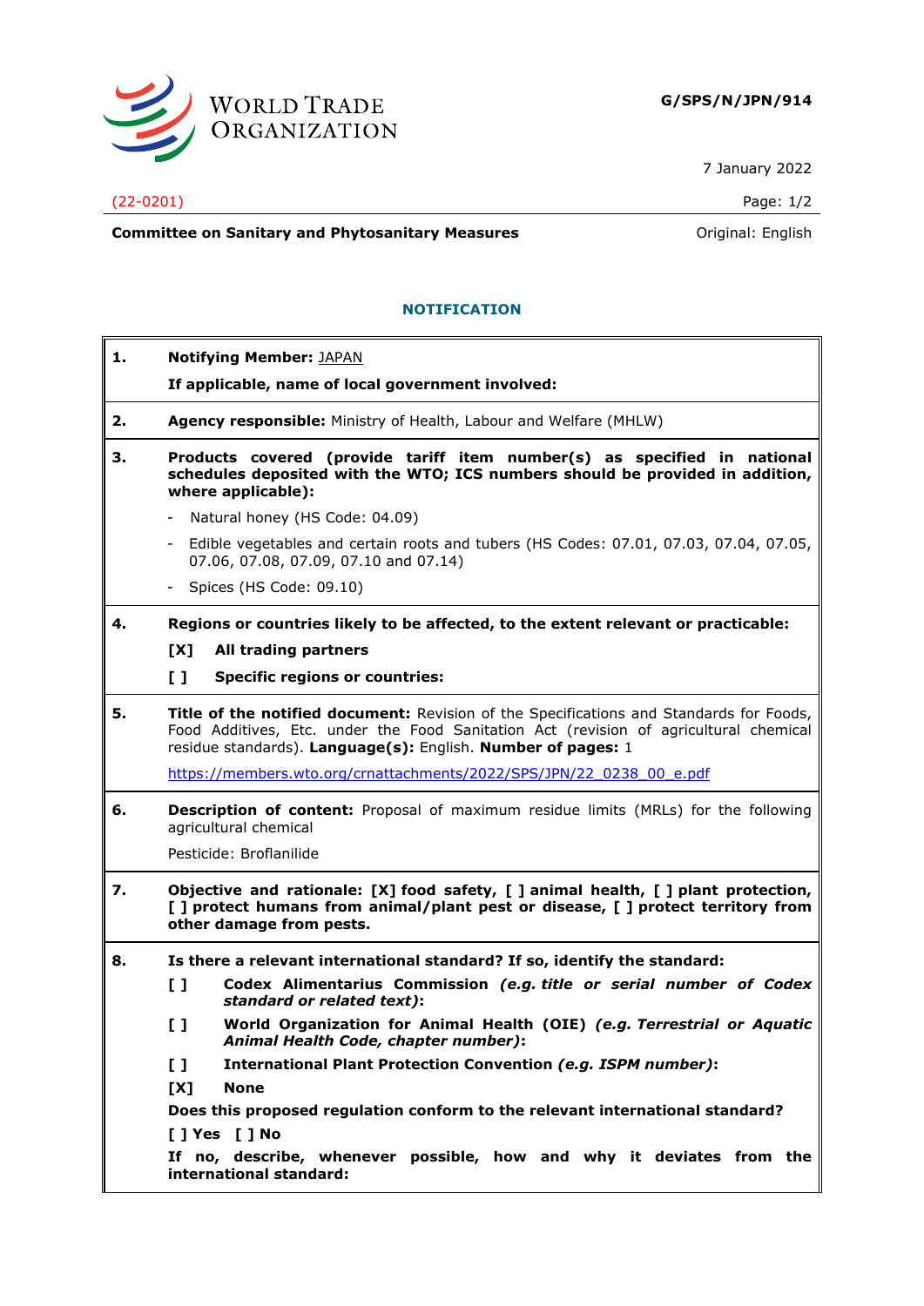WORLD TRADE ORGANIZATION

**G/SPS/N/JPN/914**

7 January 2022

(22-0201)

**Committee on Sanitary and Phytosanitary Measures**

Original: English

## NOTIFICATION

**1. Notifying Member:** JAPAN

**If applicable, name of local government involved:**

**2. Agency responsible:** Ministry of Health, Labour and Welfare (MHLW)

**3. Products covered (provide tariff item number(s) as specified in national schedules deposited with the WTO; ICS numbers should be provided in addition, where applicable):**

- Natural honey (HS Code: 04.09)
- Edible vegetables and certain roots and tubers (HS Codes: 07.01, 07.03, 07.04, 07.05, 07.06, 07.08, 07.09, 07.10 and 07.14)
- Spices (HS Code: 09.10)

**4. Regions or countries likely to be affected, to the extent relevant or practicable:**

**[X] All trading partners**

**[ ] Specific regions or countries:**

**5. Title of the notified document:** Revision of the Specifications and Standards for Foods, Food Additives, Etc. under the Food Sanitation Act (revision of agricultural chemical residue standards). **Language(s):** English. **Number of pages:** 1

https://members.wto.org/crnattachments/2022/SPS/JPN/22_0238_00_e.pdf

**6. Description of content:** Proposal of maximum residue limits (MRLs) for the following agricultural chemical

Pesticide: Broflanilide

**7. Objective and rationale: [X] food safety, [ ] animal health, [ ] plant protection, [ ] protect humans from animal/plant pest or disease, [ ] protect territory from other damage from pests.**

**8. Is there a relevant international standard? If so, identify the standard:**

**[ ] Codex Alimentarius Commission** ***(e.g. title or serial number of Codex standard or related text)*****:**

**[ ] World Organization for Animal Health (OIE)** ***(e.g. Terrestrial or Aquatic Animal Health Code, chapter number)*****:**

**[ ] International Plant Protection Convention** ***(e.g. ISPM number)*****:**

**[X] None**

**Does this proposed regulation conform to the relevant international standard?**

**[ ] Yes [ ] No**

**If no, describe, whenever possible, how and why it deviates from the international standard:**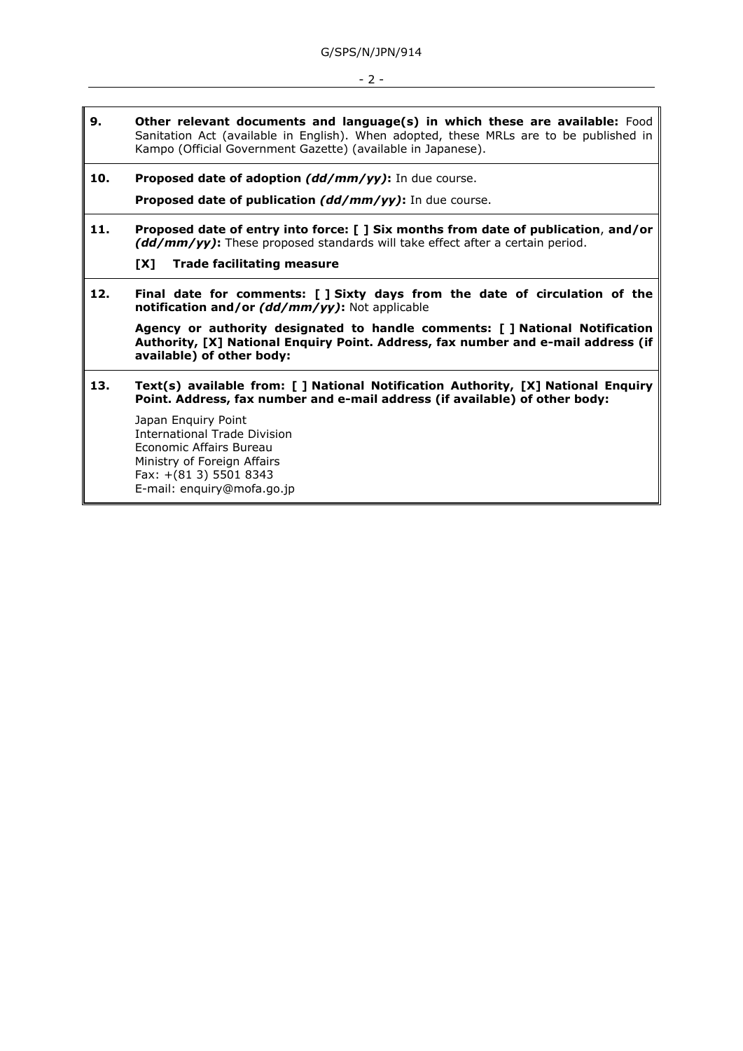**9.** **Other relevant documents and language(s) in which these are available:** Food Sanitation Act (available in English). When adopted, these MRLs are to be published in Kampo (Official Government Gazette) (available in Japanese).

**10.** **Proposed date of adoption *(dd/mm/yy)*:** In due course.

**Proposed date of publication *(dd/mm/yy)*:** In due course.

**11.** **Proposed date of entry into force: [ ] Six months from date of publication, and/or *(dd/mm/yy)*:** These proposed standards will take effect after a certain period.

**[X] Trade facilitating measure**

**12.** **Final date for comments: [ ] Sixty days from the date of circulation of the notification and/or *(dd/mm/yy)*:** Not applicable

**Agency or authority designated to handle comments: [ ] National Notification Authority, [X] National Enquiry Point. Address, fax number and e-mail address (if available) of other body:**

**13.** **Text(s) available from: [ ] National Notification Authority, [X] National Enquiry Point. Address, fax number and e-mail address (if available) of other body:**

Japan Enquiry Point
International Trade Division
Economic Affairs Bureau
Ministry of Foreign Affairs
Fax: +(81 3) 5501 8343
E-mail: enquiry@mofa.go.jp